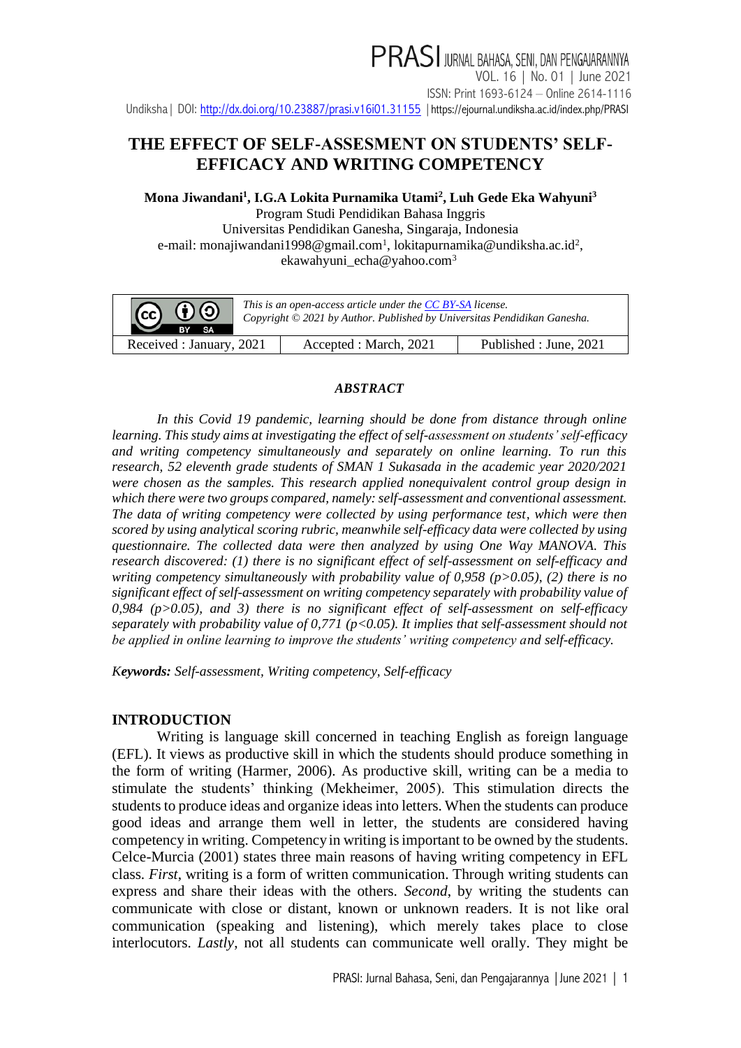# THE EFFECT OF SELF-ASSESMENT ON STUDENTS' SELF-EFFICACY AND WRITING COMPETENCY

**Mona Jiwandani[1], I.G.A Lokita Purnamika Utami[2], Luh Gede Eka Wahyuni[3]**

Program Studi Pendidikan Bahasa Inggris
Universitas Pendidikan Ganesha, Singaraja, Indonesia
e-mail: monajiwandani1998@gmail.com[1], lokitapurnamika@undiksha.ac.id[2], ekawahyuni_echa@yahoo.com[3]

*This is an open-access article under the CC BY-SA license.*
*Copyright © 2021 by Author. Published by Universitas Pendidikan Ganesha.*

| Received : January, 2021 | Accepted : March, 2021 | Published : June, 2021 |
|---|---|---|

### *ABSTRACT*

*In this Covid 19 pandemic, learning should be done from distance through online learning. This study aims at investigating the effect of self-assessment on students' self-efficacy and writing competency simultaneously and separately on online learning. To run this research, 52 eleventh grade students of SMAN 1 Sukasada in the academic year 2020/2021 were chosen as the samples. This research applied nonequivalent control group design in which there were two groups compared, namely: self-assessment and conventional assessment. The data of writing competency were collected by using performance test, which were then scored by using analytical scoring rubric, meanwhile self-efficacy data were collected by using questionnaire. The collected data were then analyzed by using One Way MANOVA. This research discovered: (1) there is no significant effect of self-assessment on self-efficacy and writing competency simultaneously with probability value of 0,958 (p>0.05), (2) there is no significant effect of self-assessment on writing competency separately with probability value of 0,984 (p>0.05), and 3) there is no significant effect of self-assessment on self-efficacy separately with probability value of 0,771 (p<0.05). It implies that self-assessment should not be applied in online learning to improve the students' writing competency and self-efficacy.*

***Keywords:*** *Self-assessment, Writing competency, Self-efficacy*

## INTRODUCTION

Writing is language skill concerned in teaching English as foreign language (EFL). It views as productive skill in which the students should produce something in the form of writing (Harmer, 2006). As productive skill, writing can be a media to stimulate the students' thinking (Mekheimer, 2005). This stimulation directs the students to produce ideas and organize ideas into letters. When the students can produce good ideas and arrange them well in letter, the students are considered having competency in writing. Competency in writing is important to be owned by the students. Celce-Murcia (2001) states three main reasons of having writing competency in EFL class. *First*, writing is a form of written communication. Through writing students can express and share their ideas with the others. *Second*, by writing the students can communicate with close or distant, known or unknown readers. It is not like oral communication (speaking and listening), which merely takes place to close interlocutors. *Lastly*, not all students can communicate well orally. They might be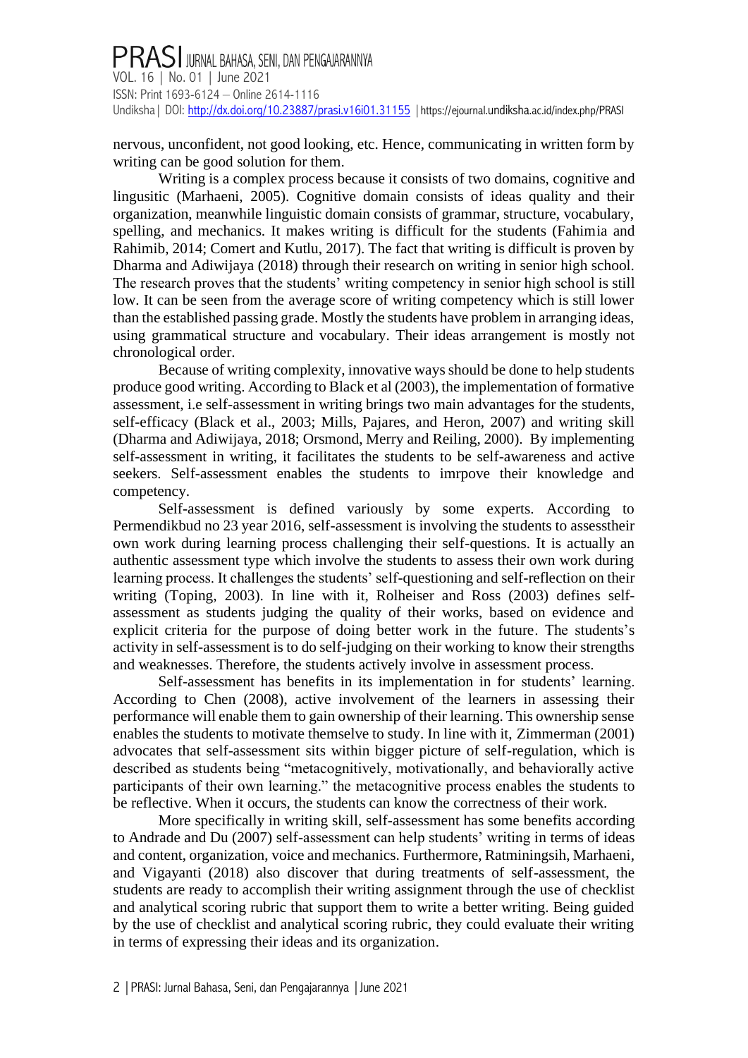nervous, unconfident, not good looking, etc. Hence, communicating in written form by writing can be good solution for them.

Writing is a complex process because it consists of two domains, cognitive and lingusitic (Marhaeni, 2005). Cognitive domain consists of ideas quality and their organization, meanwhile linguistic domain consists of grammar, structure, vocabulary, spelling, and mechanics. It makes writing is difficult for the students (Fahimia and Rahimib, 2014; Comert and Kutlu, 2017). The fact that writing is difficult is proven by Dharma and Adiwijaya (2018) through their research on writing in senior high school. The research proves that the students' writing competency in senior high school is still low. It can be seen from the average score of writing competency which is still lower than the established passing grade. Mostly the students have problem in arranging ideas, using grammatical structure and vocabulary. Their ideas arrangement is mostly not chronological order.

Because of writing complexity, innovative ways should be done to help students produce good writing. According to Black et al (2003), the implementation of formative assessment, i.e self-assessment in writing brings two main advantages for the students, self-efficacy (Black et al., 2003; Mills, Pajares, and Heron, 2007) and writing skill (Dharma and Adiwijaya, 2018; Orsmond, Merry and Reiling, 2000). By implementing self-assessment in writing, it facilitates the students to be self-awareness and active seekers. Self-assessment enables the students to imrpove their knowledge and competency.

Self-assessment is defined variously by some experts. According to Permendikbud no 23 year 2016, self-assessment is involving the students to assesstheir own work during learning process challenging their self-questions. It is actually an authentic assessment type which involve the students to assess their own work during learning process. It challenges the students' self-questioning and self-reflection on their writing (Toping, 2003). In line with it, Rolheiser and Ross (2003) defines self-assessment as students judging the quality of their works, based on evidence and explicit criteria for the purpose of doing better work in the future. The students's activity in self-assessment is to do self-judging on their working to know their strengths and weaknesses. Therefore, the students actively involve in assessment process.

Self-assessment has benefits in its implementation in for students' learning. According to Chen (2008), active involvement of the learners in assessing their performance will enable them to gain ownership of their learning. This ownership sense enables the students to motivate themselve to study. In line with it, Zimmerman (2001) advocates that self-assessment sits within bigger picture of self-regulation, which is described as students being "metacognitively, motivationally, and behaviorally active participants of their own learning." the metacognitive process enables the students to be reflective. When it occurs, the students can know the correctness of their work.

More specifically in writing skill, self-assessment has some benefits according to Andrade and Du (2007) self-assessment can help students' writing in terms of ideas and content, organization, voice and mechanics. Furthermore, Ratminingsih, Marhaeni, and Vigayanti (2018) also discover that during treatments of self-assessment, the students are ready to accomplish their writing assignment through the use of checklist and analytical scoring rubric that support them to write a better writing. Being guided by the use of checklist and analytical scoring rubric, they could evaluate their writing in terms of expressing their ideas and its organization.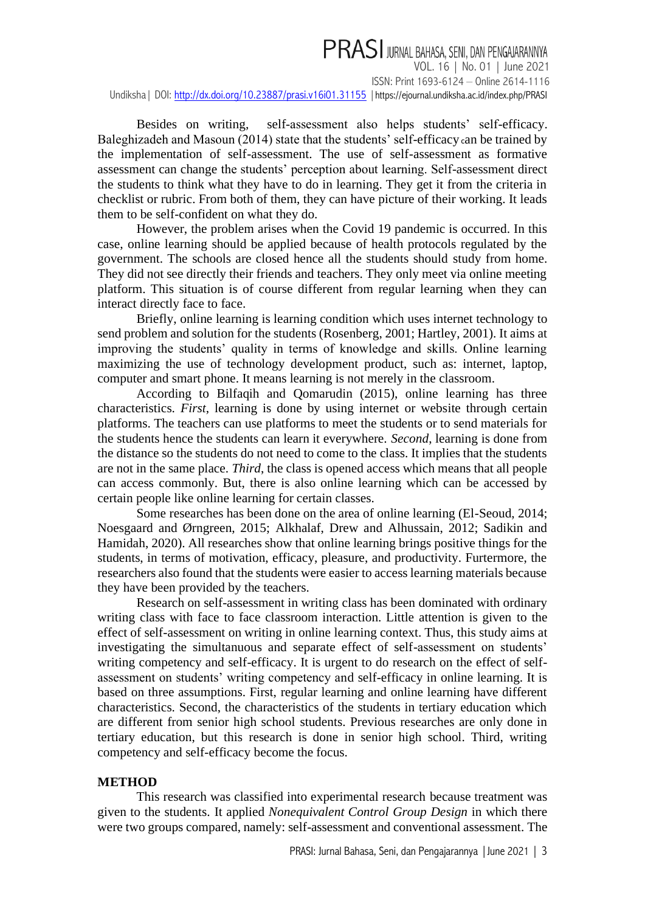Besides on writing, self-assessment also helps students' self-efficacy. Baleghizadeh and Masoun (2014) state that the students' self-efficacy can be trained by the implementation of self-assessment. The use of self-assessment as formative assessment can change the students' perception about learning. Self-assessment direct the students to think what they have to do in learning. They get it from the criteria in checklist or rubric. From both of them, they can have picture of their working. It leads them to be self-confident on what they do.

However, the problem arises when the Covid 19 pandemic is occurred. In this case, online learning should be applied because of health protocols regulated by the government. The schools are closed hence all the students should study from home. They did not see directly their friends and teachers. They only meet via online meeting platform. This situation is of course different from regular learning when they can interact directly face to face.

Briefly, online learning is learning condition which uses internet technology to send problem and solution for the students (Rosenberg, 2001; Hartley, 2001). It aims at improving the students' quality in terms of knowledge and skills. Online learning maximizing the use of technology development product, such as: internet, laptop, computer and smart phone. It means learning is not merely in the classroom.

According to Bilfaqih and Qomarudin (2015), online learning has three characteristics. *First*, learning is done by using internet or website through certain platforms. The teachers can use platforms to meet the students or to send materials for the students hence the students can learn it everywhere. *Second*, learning is done from the distance so the students do not need to come to the class. It implies that the students are not in the same place. *Third*, the class is opened access which means that all people can access commonly. But, there is also online learning which can be accessed by certain people like online learning for certain classes.

Some researches has been done on the area of online learning (El-Seoud, 2014; Noesgaard and Ørngreen, 2015; Alkhalaf, Drew and Alhussain, 2012; Sadikin and Hamidah, 2020). All researches show that online learning brings positive things for the students, in terms of motivation, efficacy, pleasure, and productivity. Furtermore, the researchers also found that the students were easier to access learning materials because they have been provided by the teachers.

Research on self-assessment in writing class has been dominated with ordinary writing class with face to face classroom interaction. Little attention is given to the effect of self-assessment on writing in online learning context. Thus, this study aims at investigating the simultanuous and separate effect of self-assessment on students' writing competency and self-efficacy. It is urgent to do research on the effect of self-assessment on students' writing competency and self-efficacy in online learning. It is based on three assumptions. First, regular learning and online learning have different characteristics. Second, the characteristics of the students in tertiary education which are different from senior high school students. Previous researches are only done in tertiary education, but this research is done in senior high school. Third, writing competency and self-efficacy become the focus.

## METHOD

This research was classified into experimental research because treatment was given to the students. It applied *Nonequivalent Control Group Design* in which there were two groups compared, namely: self-assessment and conventional assessment. The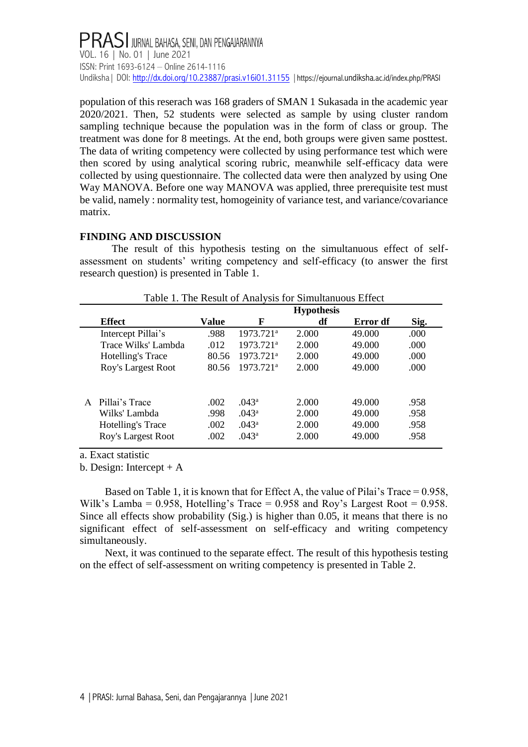population of this reserach was 168 graders of SMAN 1 Sukasada in the academic year 2020/2021. Then, 52 students were selected as sample by using cluster random sampling technique because the population was in the form of class or group. The treatment was done for 8 meetings. At the end, both groups were given same posttest. The data of writing competency were collected by using performance test which were then scored by using analytical scoring rubric, meanwhile self-efficacy data were collected by using questionnaire. The collected data were then analyzed by using One Way MANOVA. Before one way MANOVA was applied, three prerequisite test must be valid, namely : normality test, homogeinity of variance test, and variance/covariance matrix.

## FINDING AND DISCUSSION

The result of this hypothesis testing on the simultanuous effect of self-assessment on students' writing competency and self-efficacy (to answer the first research question) is presented in Table 1.

Table 1. The Result of Analysis for Simultanuous Effect

| | Effect | Value | F | Hypothesis df | Error df | Sig. |
|---|---|---|---|---|---|---|
| | Intercept Pillai's | .988 | 1973.721[a] | 2.000 | 49.000 | .000 |
| | Trace Wilks' Lambda | .012 | 1973.721[a] | 2.000 | 49.000 | .000 |
| | Hotelling's Trace | 80.56 | 1973.721[a] | 2.000 | 49.000 | .000 |
| | Roy's Largest Root | 80.56 | 1973.721[a] | 2.000 | 49.000 | .000 |
| A | Pillai's Trace | .002 | .043[a] | 2.000 | 49.000 | .958 |
| | Wilks' Lambda | .998 | .043[a] | 2.000 | 49.000 | .958 |
| | Hotelling's Trace | .002 | .043[a] | 2.000 | 49.000 | .958 |
| | Roy's Largest Root | .002 | .043[a] | 2.000 | 49.000 | .958 |

a. Exact statistic

b. Design: Intercept + A

Based on Table 1, it is known that for Effect A, the value of Pilai's Trace = 0.958, Wilk's Lamba = 0.958, Hotelling's Trace = 0.958 and Roy's Largest Root = 0.958. Since all effects show probability (Sig.) is higher than 0.05, it means that there is no significant effect of self-assessment on self-efficacy and writing competency simultaneously.

Next, it was continued to the separate effect. The result of this hypothesis testing on the effect of self-assessment on writing competency is presented in Table 2.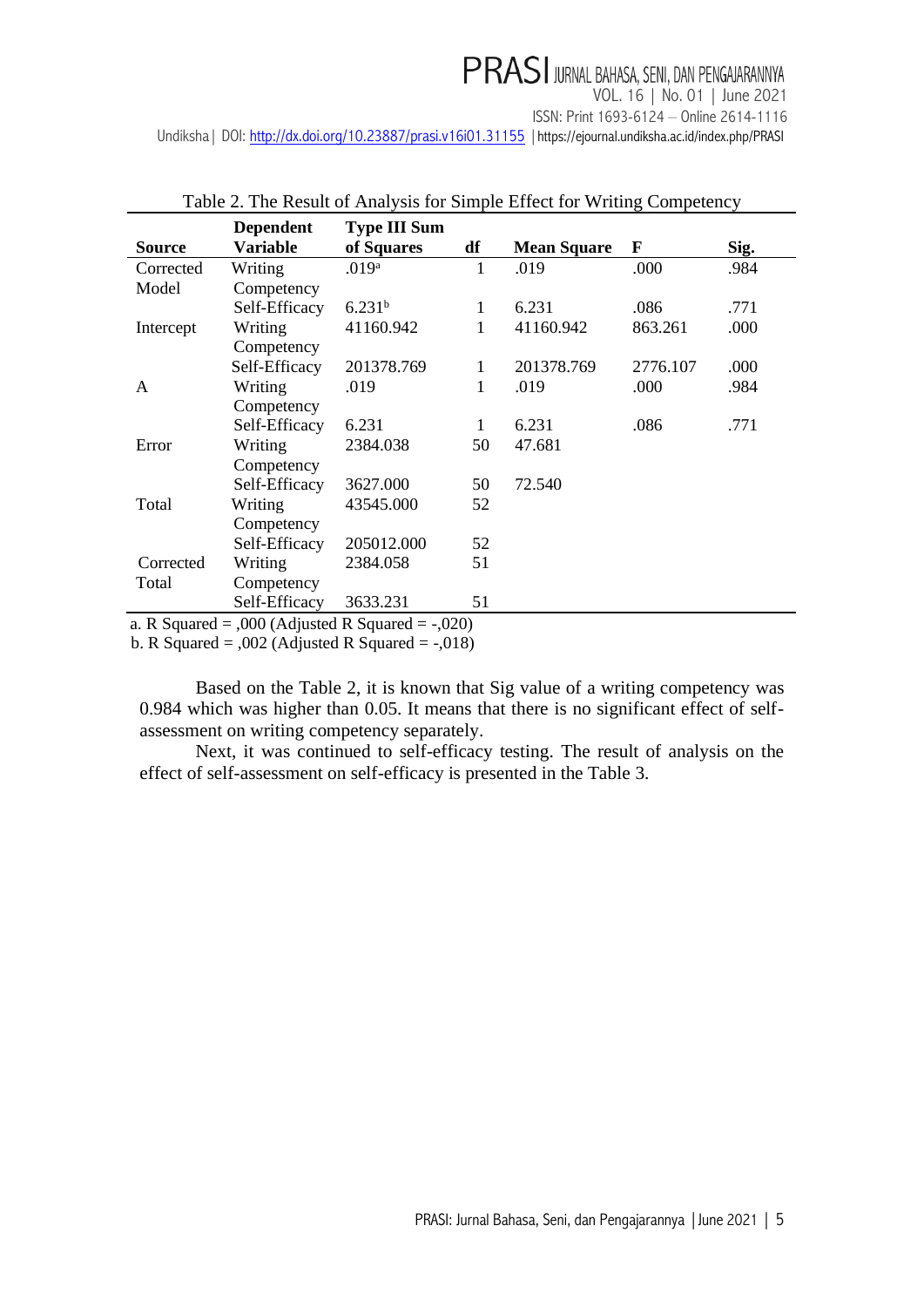Table 2. The Result of Analysis for Simple Effect for Writing Competency

| Source | Dependent Variable | Type III Sum of Squares | df | Mean Square | F | Sig. |
|---|---|---|---|---|---|---|
| Corrected Model | Writing Competency | .019[a] | 1 | .019 | .000 | .984 |
| | Self-Efficacy | 6.231[b] | 1 | 6.231 | .086 | .771 |
| Intercept | Writing Competency | 41160.942 | 1 | 41160.942 | 863.261 | .000 |
| | Self-Efficacy | 201378.769 | 1 | 201378.769 | 2776.107 | .000 |
| A | Writing Competency | .019 | 1 | .019 | .000 | .984 |
| | Self-Efficacy | 6.231 | 1 | 6.231 | .086 | .771 |
| Error | Writing Competency | 2384.038 | 50 | 47.681 | | |
| | Self-Efficacy | 3627.000 | 50 | 72.540 | | |
| Total | Writing Competency | 43545.000 | 52 | | | |
| | Self-Efficacy | 205012.000 | 52 | | | |
| Corrected Total | Writing Competency | 2384.058 | 51 | | | |
| | Self-Efficacy | 3633.231 | 51 | | | |

a. R Squared = ,000 (Adjusted R Squared = -,020)

b. R Squared = ,002 (Adjusted R Squared = -,018)

Based on the Table 2, it is known that Sig value of a writing competency was 0.984 which was higher than 0.05. It means that there is no significant effect of self-assessment on writing competency separately.

Next, it was continued to self-efficacy testing. The result of analysis on the effect of self-assessment on self-efficacy is presented in the Table 3.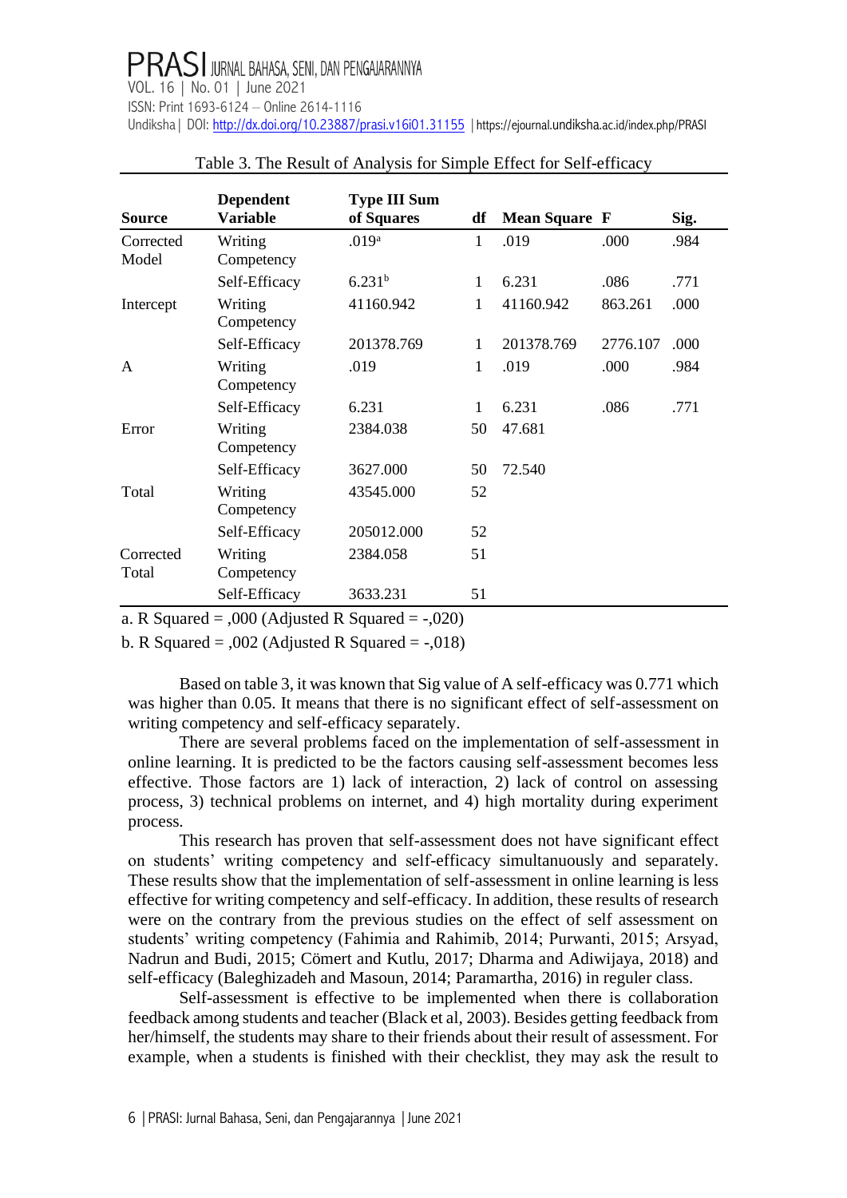Table 3. The Result of Analysis for Simple Effect for Self-efficacy

| Source | Dependent Variable | Type III Sum of Squares | df | Mean Square | F | Sig. |
|---|---|---|---|---|---|---|
| Corrected Model | Writing Competency | .019[a] | 1 | .019 | .000 | .984 |
| | Self-Efficacy | 6.231[b] | 1 | 6.231 | .086 | .771 |
| Intercept | Writing Competency | 41160.942 | 1 | 41160.942 | 863.261 | .000 |
| | Self-Efficacy | 201378.769 | 1 | 201378.769 | 2776.107 | .000 |
| A | Writing Competency | .019 | 1 | .019 | .000 | .984 |
| | Self-Efficacy | 6.231 | 1 | 6.231 | .086 | .771 |
| Error | Writing Competency | 2384.038 | 50 | 47.681 | | |
| | Self-Efficacy | 3627.000 | 50 | 72.540 | | |
| Total | Writing Competency | 43545.000 | 52 | | | |
| | Self-Efficacy | 205012.000 | 52 | | | |
| Corrected Total | Writing Competency | 2384.058 | 51 | | | |
| | Self-Efficacy | 3633.231 | 51 | | | |

a. R Squared = ,000 (Adjusted R Squared = -,020)

b. R Squared = ,002 (Adjusted R Squared = -,018)

Based on table 3, it was known that Sig value of A self-efficacy was 0.771 which was higher than 0.05. It means that there is no significant effect of self-assessment on writing competency and self-efficacy separately.

There are several problems faced on the implementation of self-assessment in online learning. It is predicted to be the factors causing self-assessment becomes less effective. Those factors are 1) lack of interaction, 2) lack of control on assessing process, 3) technical problems on internet, and 4) high mortality during experiment process.

This research has proven that self-assessment does not have significant effect on students' writing competency and self-efficacy simultanuously and separately. These results show that the implementation of self-assessment in online learning is less effective for writing competency and self-efficacy. In addition, these results of research were on the contrary from the previous studies on the effect of self assessment on students' writing competency (Fahimia and Rahimib, 2014; Purwanti, 2015; Arsyad, Nadrun and Budi, 2015; Cömert and Kutlu, 2017; Dharma and Adiwijaya, 2018) and self-efficacy (Baleghizadeh and Masoun, 2014; Paramartha, 2016) in reguler class.

Self-assessment is effective to be implemented when there is collaboration feedback among students and teacher (Black et al, 2003). Besides getting feedback from her/himself, the students may share to their friends about their result of assessment. For example, when a students is finished with their checklist, they may ask the result to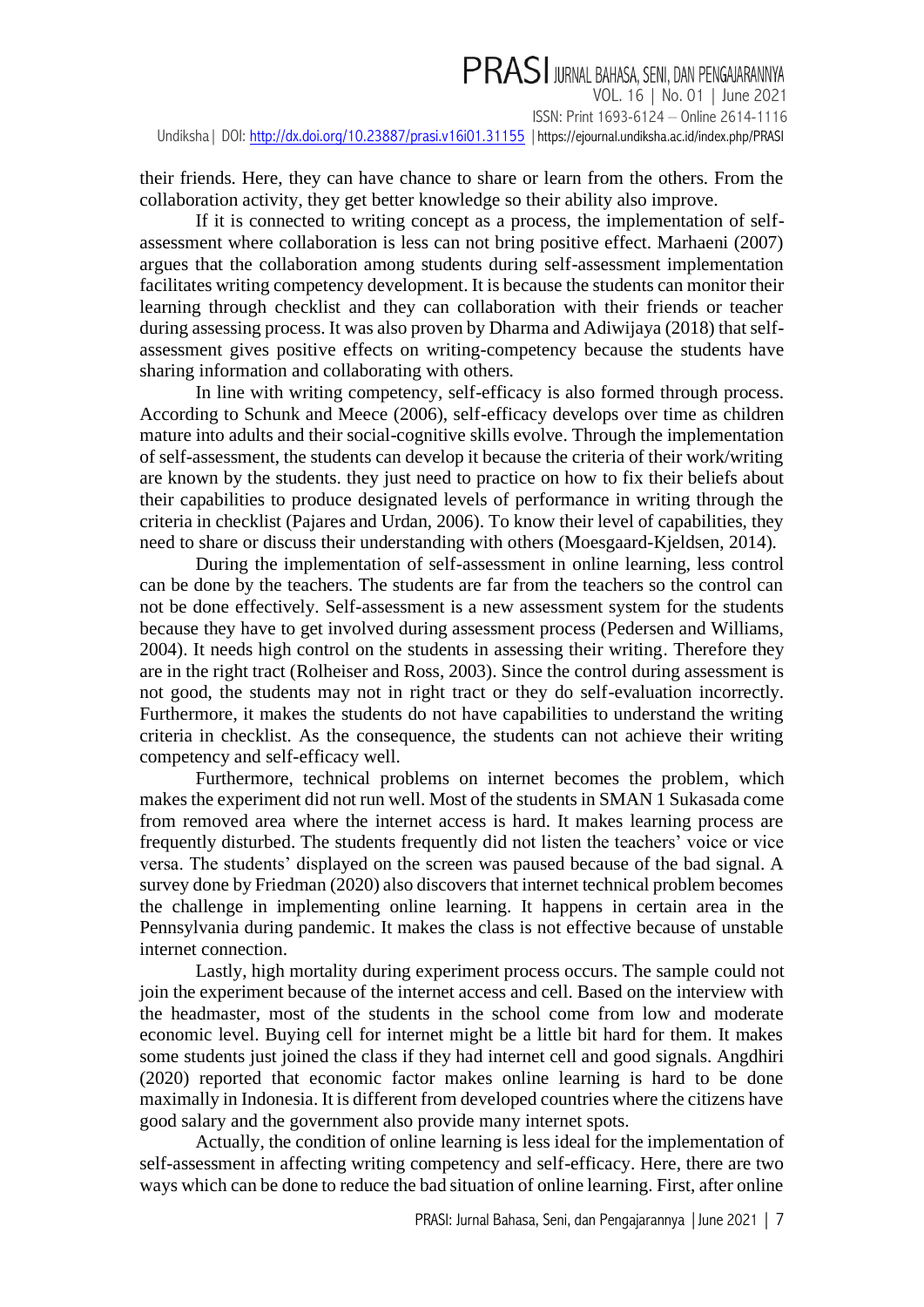their friends. Here, they can have chance to share or learn from the others. From the collaboration activity, they get better knowledge so their ability also improve.

If it is connected to writing concept as a process, the implementation of self-assessment where collaboration is less can not bring positive effect. Marhaeni (2007) argues that the collaboration among students during self-assessment implementation facilitates writing competency development. It is because the students can monitor their learning through checklist and they can collaboration with their friends or teacher during assessing process. It was also proven by Dharma and Adiwijaya (2018) that self-assessment gives positive effects on writing-competency because the students have sharing information and collaborating with others.

In line with writing competency, self-efficacy is also formed through process. According to Schunk and Meece (2006), self-efficacy develops over time as children mature into adults and their social-cognitive skills evolve. Through the implementation of self-assessment, the students can develop it because the criteria of their work/writing are known by the students. they just need to practice on how to fix their beliefs about their capabilities to produce designated levels of performance in writing through the criteria in checklist (Pajares and Urdan, 2006). To know their level of capabilities, they need to share or discuss their understanding with others (Moesgaard-Kjeldsen, 2014).

During the implementation of self-assessment in online learning, less control can be done by the teachers. The students are far from the teachers so the control can not be done effectively. Self-assessment is a new assessment system for the students because they have to get involved during assessment process (Pedersen and Williams, 2004). It needs high control on the students in assessing their writing. Therefore they are in the right tract (Rolheiser and Ross, 2003). Since the control during assessment is not good, the students may not in right tract or they do self-evaluation incorrectly. Furthermore, it makes the students do not have capabilities to understand the writing criteria in checklist. As the consequence, the students can not achieve their writing competency and self-efficacy well.

Furthermore, technical problems on internet becomes the problem, which makes the experiment did not run well. Most of the students in SMAN 1 Sukasada come from removed area where the internet access is hard. It makes learning process are frequently disturbed. The students frequently did not listen the teachers' voice or vice versa. The students' displayed on the screen was paused because of the bad signal. A survey done by Friedman (2020) also discovers that internet technical problem becomes the challenge in implementing online learning. It happens in certain area in the Pennsylvania during pandemic. It makes the class is not effective because of unstable internet connection.

Lastly, high mortality during experiment process occurs. The sample could not join the experiment because of the internet access and cell. Based on the interview with the headmaster, most of the students in the school come from low and moderate economic level. Buying cell for internet might be a little bit hard for them. It makes some students just joined the class if they had internet cell and good signals. Angdhiri (2020) reported that economic factor makes online learning is hard to be done maximally in Indonesia. It is different from developed countries where the citizens have good salary and the government also provide many internet spots.

Actually, the condition of online learning is less ideal for the implementation of self-assessment in affecting writing competency and self-efficacy. Here, there are two ways which can be done to reduce the bad situation of online learning. First, after online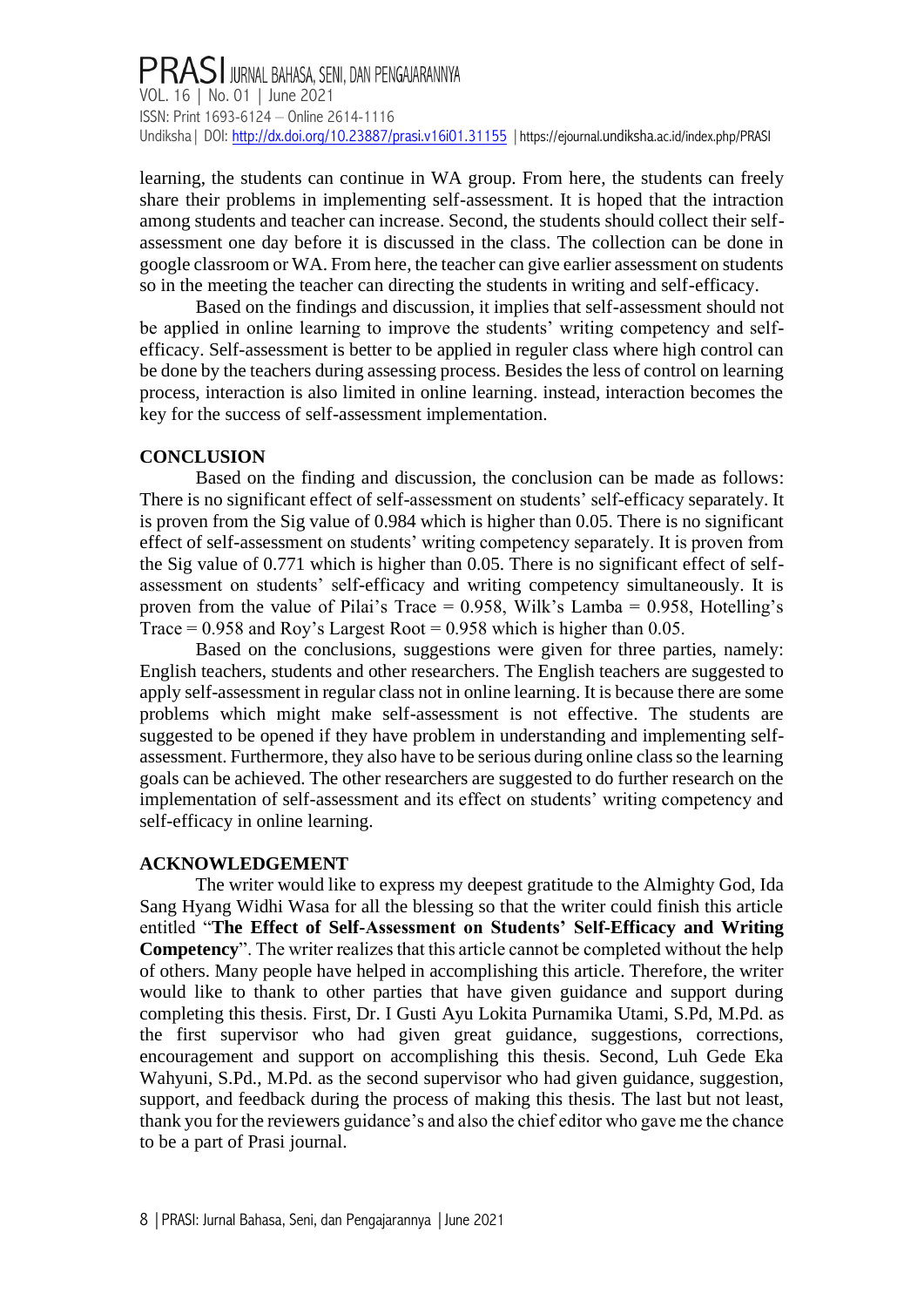learning, the students can continue in WA group. From here, the students can freely share their problems in implementing self-assessment. It is hoped that the intraction among students and teacher can increase. Second, the students should collect their self-assessment one day before it is discussed in the class. The collection can be done in google classroom or WA. From here, the teacher can give earlier assessment on students so in the meeting the teacher can directing the students in writing and self-efficacy.

Based on the findings and discussion, it implies that self-assessment should not be applied in online learning to improve the students' writing competency and self-efficacy. Self-assessment is better to be applied in reguler class where high control can be done by the teachers during assessing process. Besides the less of control on learning process, interaction is also limited in online learning. instead, interaction becomes the key for the success of self-assessment implementation.

## CONCLUSION

Based on the finding and discussion, the conclusion can be made as follows: There is no significant effect of self-assessment on students' self-efficacy separately. It is proven from the Sig value of 0.984 which is higher than 0.05. There is no significant effect of self-assessment on students' writing competency separately. It is proven from the Sig value of 0.771 which is higher than 0.05. There is no significant effect of self-assessment on students' self-efficacy and writing competency simultaneously. It is proven from the value of Pilai's Trace = 0.958, Wilk's Lamba = 0.958, Hotelling's Trace = 0.958 and Roy's Largest Root = 0.958 which is higher than 0.05.

Based on the conclusions, suggestions were given for three parties, namely: English teachers, students and other researchers. The English teachers are suggested to apply self-assessment in regular class not in online learning. It is because there are some problems which might make self-assessment is not effective. The students are suggested to be opened if they have problem in understanding and implementing self-assessment. Furthermore, they also have to be serious during online class so the learning goals can be achieved. The other researchers are suggested to do further research on the implementation of self-assessment and its effect on students' writing competency and self-efficacy in online learning.

## ACKNOWLEDGEMENT

The writer would like to express my deepest gratitude to the Almighty God, Ida Sang Hyang Widhi Wasa for all the blessing so that the writer could finish this article entitled "**The Effect of Self-Assessment on Students' Self-Efficacy and Writing Competency**". The writer realizes that this article cannot be completed without the help of others. Many people have helped in accomplishing this article. Therefore, the writer would like to thank to other parties that have given guidance and support during completing this thesis. First, Dr. I Gusti Ayu Lokita Purnamika Utami, S.Pd, M.Pd. as the first supervisor who had given great guidance, suggestions, corrections, encouragement and support on accomplishing this thesis. Second, Luh Gede Eka Wahyuni, S.Pd., M.Pd. as the second supervisor who had given guidance, suggestion, support, and feedback during the process of making this thesis. The last but not least, thank you for the reviewers guidance's and also the chief editor who gave me the chance to be a part of Prasi journal.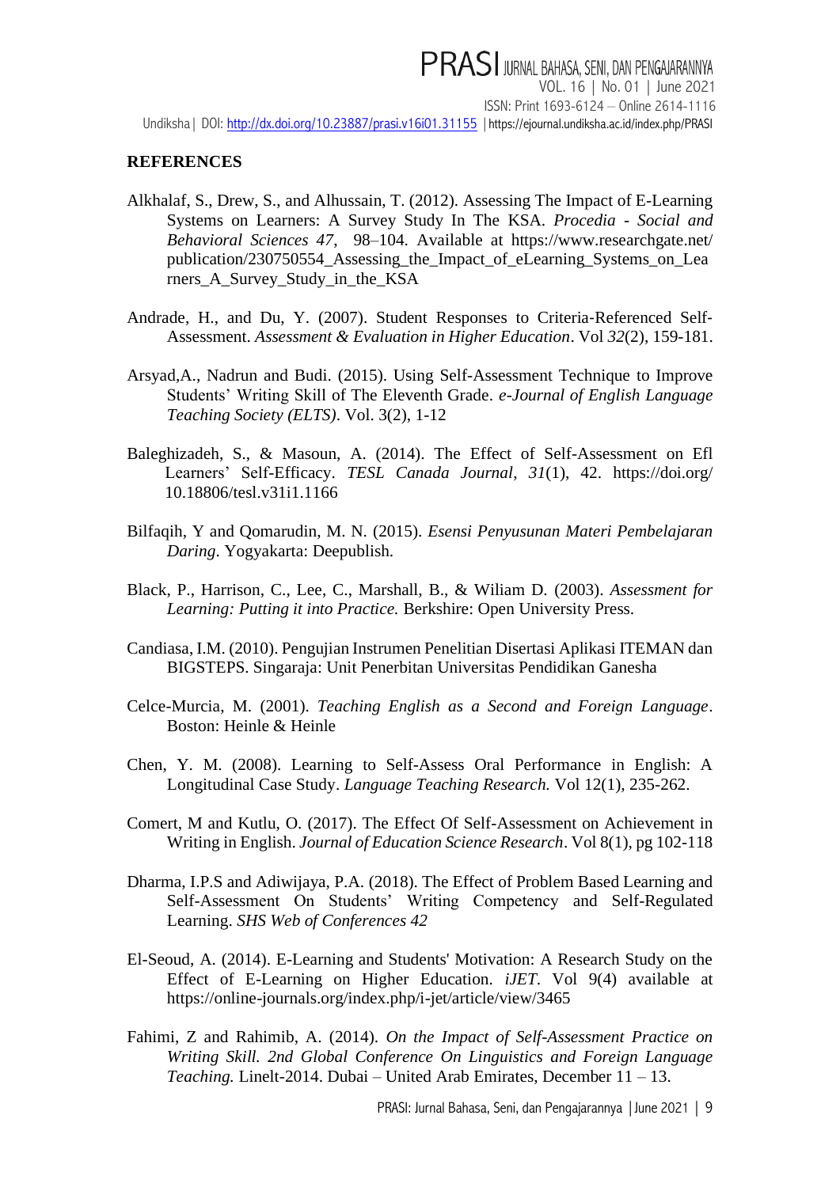**REFERENCES**

Alkhalaf, S., Drew, S., and Alhussain, T. (2012). Assessing The Impact of E-Learning Systems on Learners: A Survey Study In The KSA. *Procedia - Social and Behavioral Sciences 47*, 98–104. Available at https://www.researchgate.net/publication/230750554_Assessing_the_Impact_of_eLearning_Systems_on_Learners_A_Survey_Study_in_the_KSA

Andrade, H., and Du, Y. (2007). Student Responses to Criteria-Referenced Self-Assessment. *Assessment & Evaluation in Higher Education*. Vol *32*(2), 159-181.

Arsyad,A., Nadrun and Budi. (2015). Using Self-Assessment Technique to Improve Students' Writing Skill of The Eleventh Grade. *e-Journal of English Language Teaching Society (ELTS)*. Vol. 3(2), 1-12

Baleghizadeh, S., & Masoun, A. (2014). The Effect of Self-Assessment on Efl Learners' Self-Efficacy. *TESL Canada Journal*, *31*(1), 42. https://doi.org/10.18806/tesl.v31i1.1166

Bilfaqih, Y and Qomarudin, M. N. (2015). *Esensi Penyusunan Materi Pembelajaran Daring*. Yogyakarta: Deepublish.

Black, P., Harrison, C., Lee, C., Marshall, B., & Wiliam D. (2003). *Assessment for Learning: Putting it into Practice.* Berkshire: Open University Press.

Candiasa, I.M. (2010). Pengujian Instrumen Penelitian Disertasi Aplikasi ITEMAN dan BIGSTEPS. Singaraja: Unit Penerbitan Universitas Pendidikan Ganesha

Celce-Murcia, M. (2001). *Teaching English as a Second and Foreign Language*. Boston: Heinle & Heinle

Chen, Y. M. (2008). Learning to Self-Assess Oral Performance in English: A Longitudinal Case Study. *Language Teaching Research.* Vol 12(1), 235-262.

Comert, M and Kutlu, O. (2017). The Effect Of Self-Assessment on Achievement in Writing in English. *Journal of Education Science Research*. Vol 8(1), pg 102-118

Dharma, I.P.S and Adiwijaya, P.A. (2018). The Effect of Problem Based Learning and Self-Assessment On Students' Writing Competency and Self-Regulated Learning. *SHS Web of Conferences 42*

El-Seoud, A. (2014). E-Learning and Students' Motivation: A Research Study on the Effect of E-Learning on Higher Education. *iJET*. Vol 9(4) available at https://online-journals.org/index.php/i-jet/article/view/3465

Fahimi, Z and Rahimib, A. (2014). *On the Impact of Self-Assessment Practice on Writing Skill. 2nd Global Conference On Linguistics and Foreign Language Teaching.* Linelt-2014. Dubai – United Arab Emirates, December 11 – 13.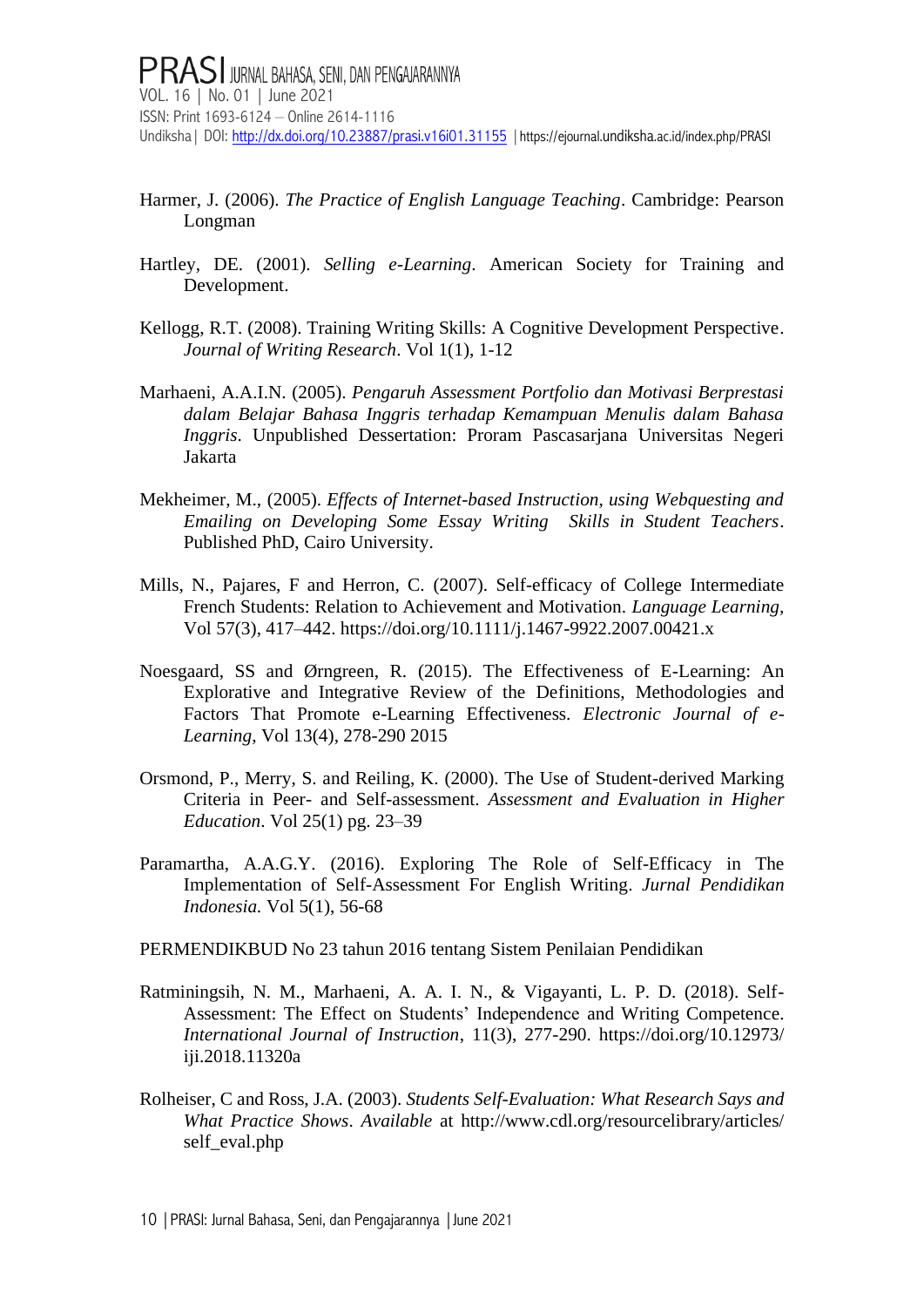Harmer, J. (2006). *The Practice of English Language Teaching*. Cambridge: Pearson Longman

Hartley, DE. (2001). *Selling e-Learning*. American Society for Training and Development.

Kellogg, R.T. (2008). Training Writing Skills: A Cognitive Development Perspective. *Journal of Writing Research*. Vol 1(1), 1-12

Marhaeni, A.A.I.N. (2005). *Pengaruh Assessment Portfolio dan Motivasi Berprestasi dalam Belajar Bahasa Inggris terhadap Kemampuan Menulis dalam Bahasa Inggris*. Unpublished Dessertation: Proram Pascasarjana Universitas Negeri Jakarta

Mekheimer, M., (2005). *Effects of Internet-based Instruction, using Webquesting and Emailing on Developing Some Essay Writing Skills in Student Teachers*. Published PhD, Cairo University.

Mills, N., Pajares, F and Herron, C. (2007). Self-efficacy of College Intermediate French Students: Relation to Achievement and Motivation. *Language Learning,* Vol 57(3), 417–442. https://doi.org/10.1111/j.1467-9922.2007.00421.x

Noesgaard, SS and Ørngreen, R. (2015). The Effectiveness of E-Learning: An Explorative and Integrative Review of the Definitions, Methodologies and Factors That Promote e-Learning Effectiveness. *Electronic Journal of e-Learning*, Vol 13(4), 278-290 2015

Orsmond, P., Merry, S. and Reiling, K. (2000). The Use of Student-derived Marking Criteria in Peer- and Self-assessment. *Assessment and Evaluation in Higher Education*. Vol 25(1) pg. 23–39

Paramartha, A.A.G.Y. (2016). Exploring The Role of Self-Efficacy in The Implementation of Self-Assessment For English Writing. *Jurnal Pendidikan Indonesia.* Vol 5(1), 56-68

PERMENDIKBUD No 23 tahun 2016 tentang Sistem Penilaian Pendidikan

Ratminingsih, N. M., Marhaeni, A. A. I. N., & Vigayanti, L. P. D. (2018). Self-Assessment: The Effect on Students' Independence and Writing Competence. *International Journal of Instruction*, 11(3), 277-290. https://doi.org/10.12973/iji.2018.11320a

Rolheiser, C and Ross, J.A. (2003). *Students Self-Evaluation: What Research Says and What Practice Shows*. *Available* at http://www.cdl.org/resourcelibrary/articles/self_eval.php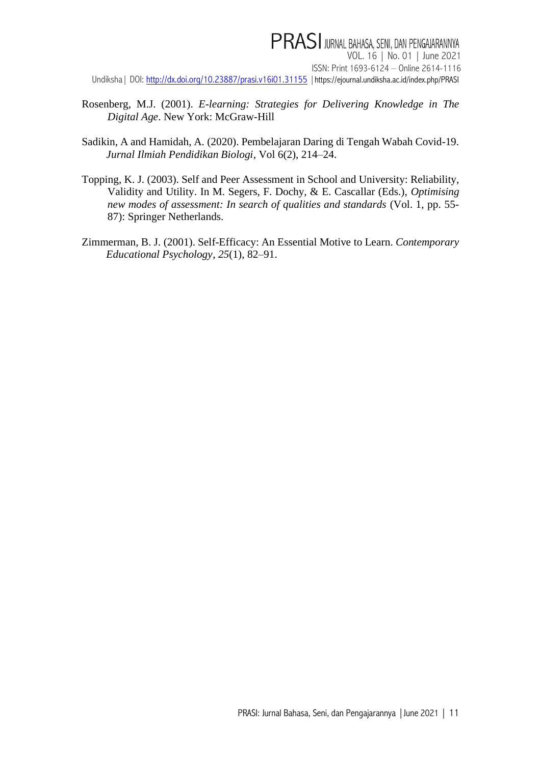Rosenberg, M.J. (2001). *E-learning: Strategies for Delivering Knowledge in The Digital Age*. New York: McGraw-Hill

Sadikin, A and Hamidah, A. (2020). Pembelajaran Daring di Tengah Wabah Covid-19. *Jurnal Ilmiah Pendidikan Biologi*, Vol 6(2), 214–24.

Topping, K. J. (2003). Self and Peer Assessment in School and University: Reliability, Validity and Utility. In M. Segers, F. Dochy, & E. Cascallar (Eds.), *Optimising new modes of assessment: In search of qualities and standards* (Vol. 1, pp. 55-87): Springer Netherlands.

Zimmerman, B. J. (2001). Self-Efficacy: An Essential Motive to Learn. *Contemporary Educational Psychology*, *25*(1), 82–91.